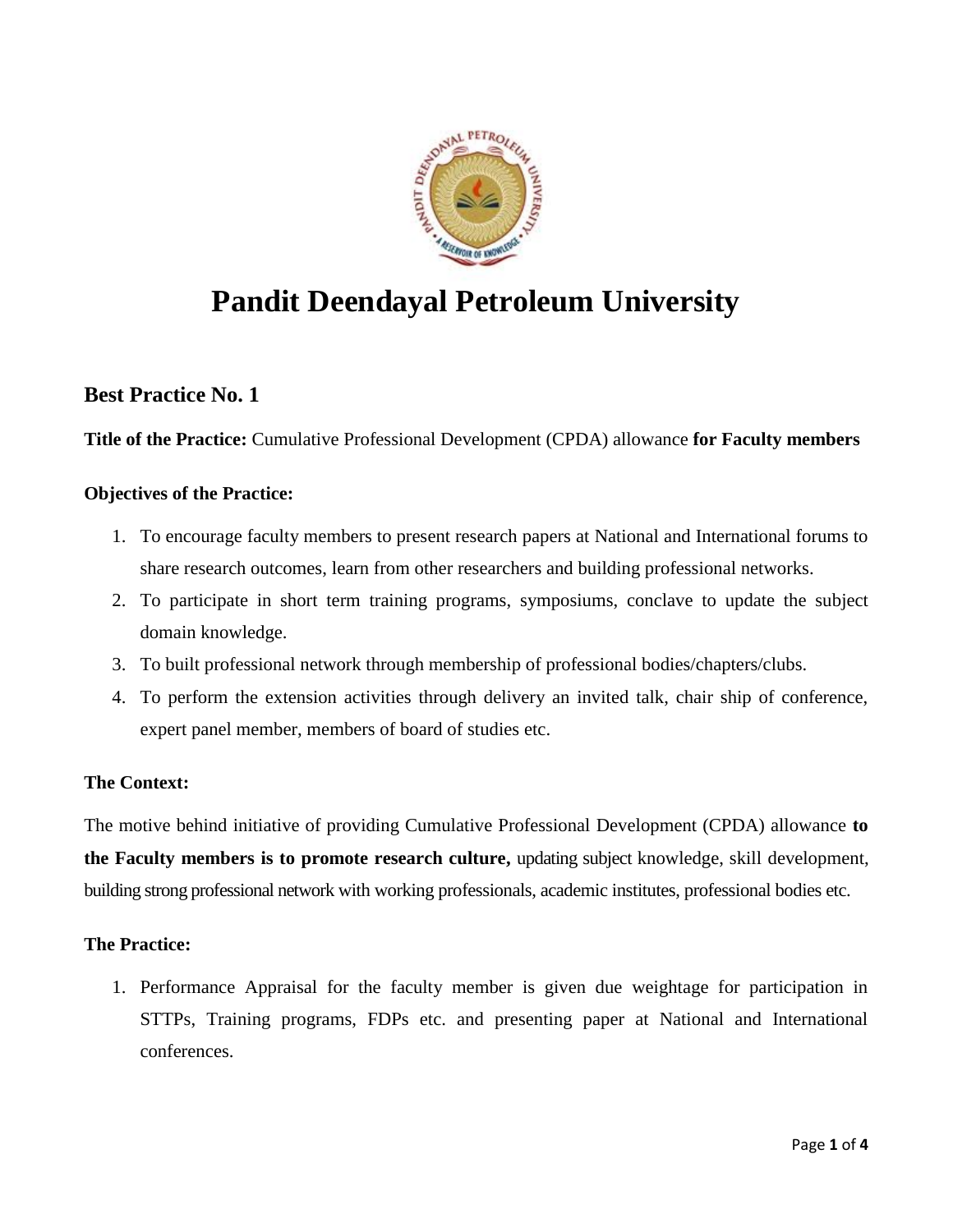# Pandit Deendayal Petroleum University

## Best Practice No. 1

**Title of the Practice:** Cumulative Professional Development (CPDA) allowance **for Faculty members**

### Objectives of the Practice:

1. To encourage faculty members to present research papers at National and International forums to share research outcomes, learn from other researchers and building professional networks.
2. To participate in short term training programs, symposiums, conclave to update the subject domain knowledge.
3. To built professional network through membership of professional bodies/chapters/clubs.
4. To perform the extension activities through delivery an invited talk, chair ship of conference, expert panel member, members of board of studies etc.

### The Context:

The motive behind initiative of providing Cumulative Professional Development (CPDA) allowance **to the Faculty members is to promote research culture,** updating subject knowledge, skill development, building strong professional network with working professionals, academic institutes, professional bodies etc.

### The Practice:

1. Performance Appraisal for the faculty member is given due weightage for participation in STTPs, Training programs, FDPs etc. and presenting paper at National and International conferences.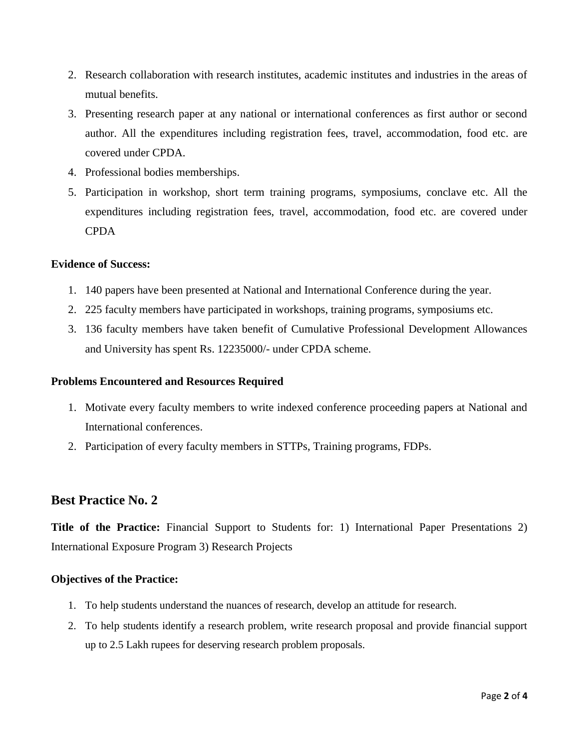2. Research collaboration with research institutes, academic institutes and industries in the areas of mutual benefits.
3. Presenting research paper at any national or international conferences as first author or second author. All the expenditures including registration fees, travel, accommodation, food etc. are covered under CPDA.
4. Professional bodies memberships.
5. Participation in workshop, short term training programs, symposiums, conclave etc. All the expenditures including registration fees, travel, accommodation, food etc. are covered under CPDA

**Evidence of Success:**

1. 140 papers have been presented at National and International Conference during the year.
2. 225 faculty members have participated in workshops, training programs, symposiums etc.
3. 136 faculty members have taken benefit of Cumulative Professional Development Allowances and University has spent Rs. 12235000/- under CPDA scheme.

**Problems Encountered and Resources Required**

1. Motivate every faculty members to write indexed conference proceeding papers at National and International conferences.
2. Participation of every faculty members in STTPs, Training programs, FDPs.

## Best Practice No. 2

**Title of the Practice:** Financial Support to Students for: 1) International Paper Presentations 2) International Exposure Program 3) Research Projects

**Objectives of the Practice:**

1. To help students understand the nuances of research, develop an attitude for research.
2. To help students identify a research problem, write research proposal and provide financial support up to 2.5 Lakh rupees for deserving research problem proposals.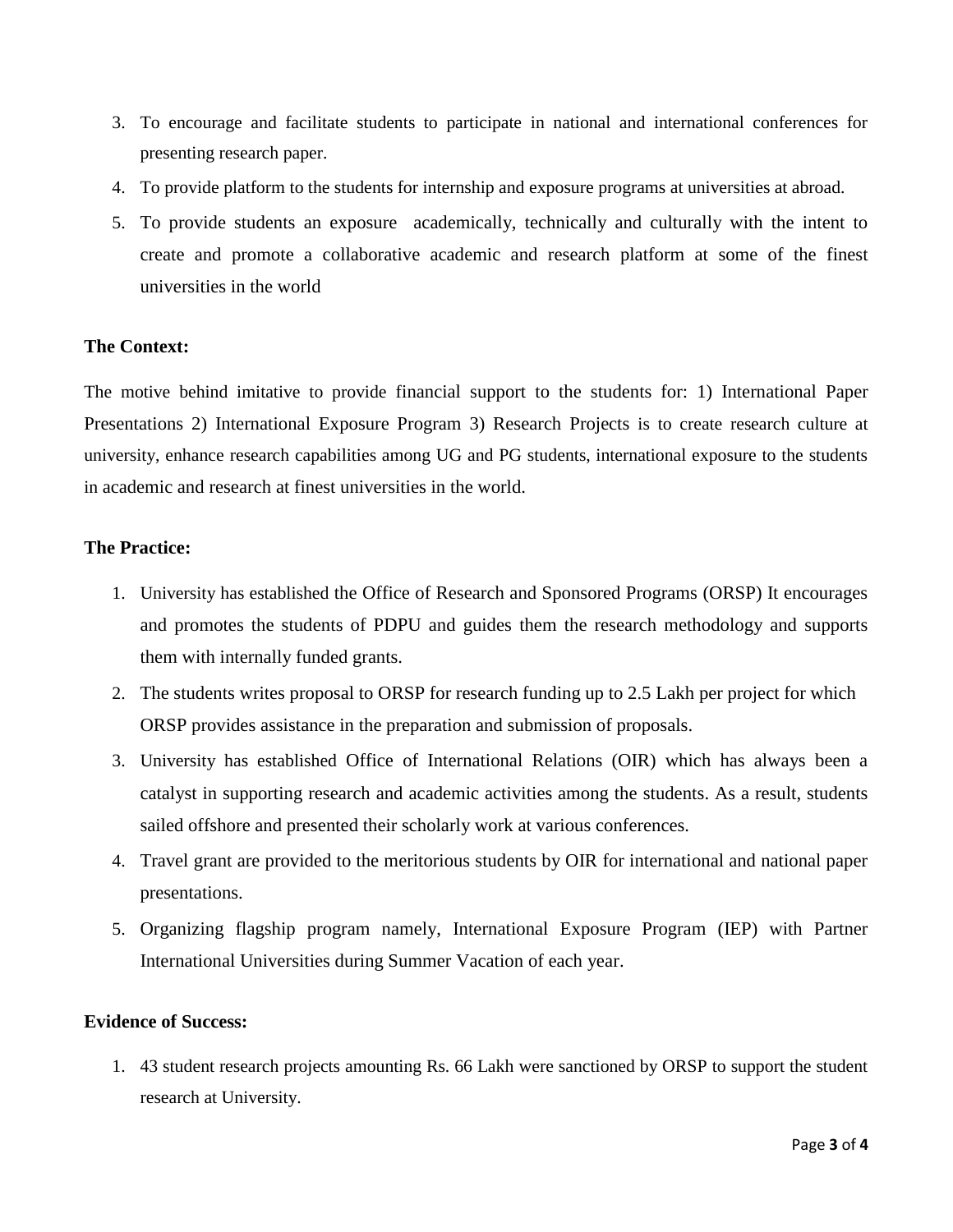3. To encourage and facilitate students to participate in national and international conferences for presenting research paper.
4. To provide platform to the students for internship and exposure programs at universities at abroad.
5. To provide students an exposure academically, technically and culturally with the intent to create and promote a collaborative academic and research platform at some of the finest universities in the world

**The Context:**

The motive behind imitative to provide financial support to the students for: 1) International Paper Presentations 2) International Exposure Program 3) Research Projects is to create research culture at university, enhance research capabilities among UG and PG students, international exposure to the students in academic and research at finest universities in the world.

**The Practice:**

1. University has established the Office of Research and Sponsored Programs (ORSP) It encourages and promotes the students of PDPU and guides them the research methodology and supports them with internally funded grants.
2. The students writes proposal to ORSP for research funding up to 2.5 Lakh per project for which ORSP provides assistance in the preparation and submission of proposals.
3. University has established Office of International Relations (OIR) which has always been a catalyst in supporting research and academic activities among the students. As a result, students sailed offshore and presented their scholarly work at various conferences.
4. Travel grant are provided to the meritorious students by OIR for international and national paper presentations.
5. Organizing flagship program namely, International Exposure Program (IEP) with Partner International Universities during Summer Vacation of each year.

**Evidence of Success:**

1. 43 student research projects amounting Rs. 66 Lakh were sanctioned by ORSP to support the student research at University.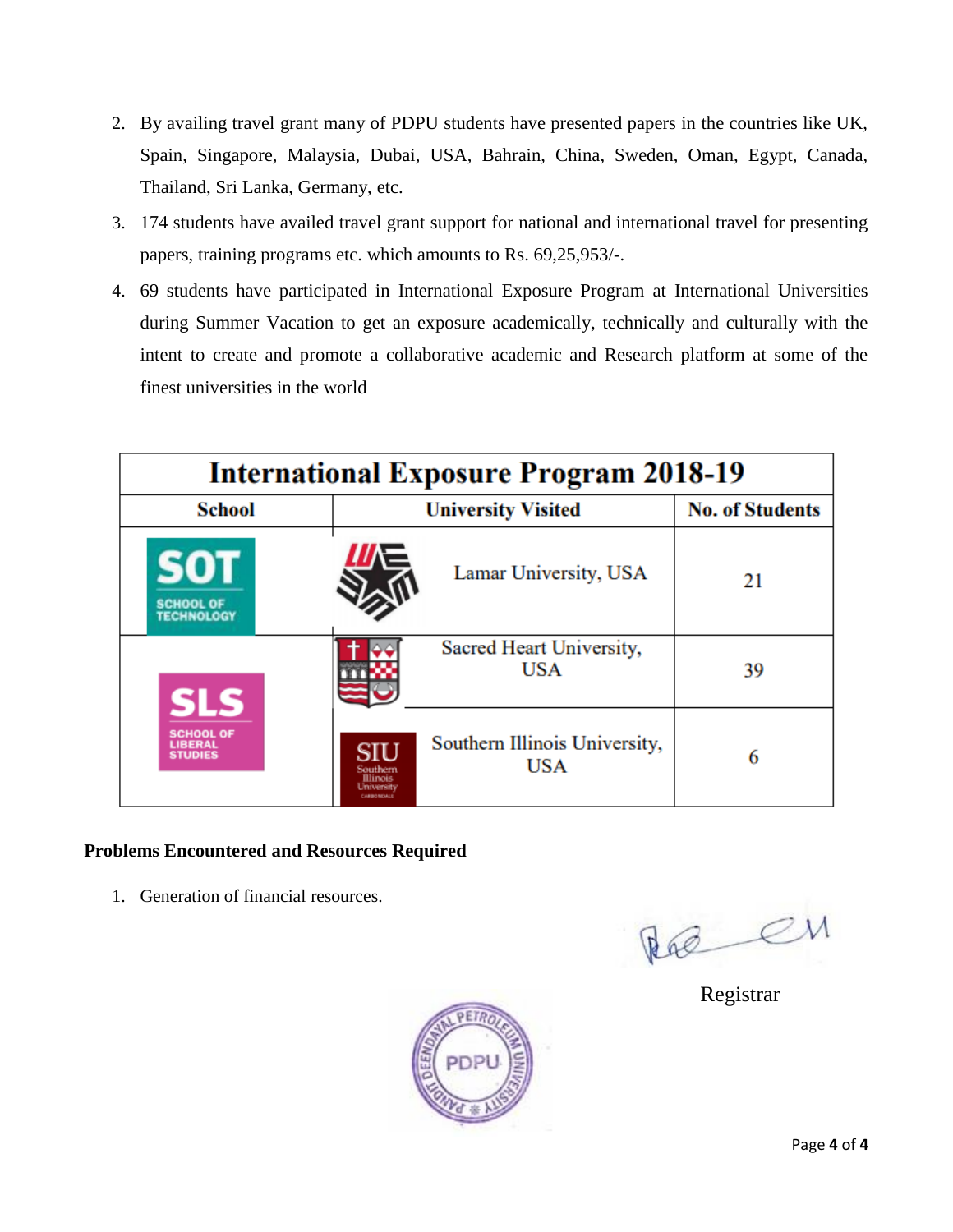2. By availing travel grant many of PDPU students have presented papers in the countries like UK, Spain, Singapore, Malaysia, Dubai, USA, Bahrain, China, Sweden, Oman, Egypt, Canada, Thailand, Sri Lanka, Germany, etc.
3. 174 students have availed travel grant support for national and international travel for presenting papers, training programs etc. which amounts to Rs. 69,25,953/-.
4. 69 students have participated in International Exposure Program at International Universities during Summer Vacation to get an exposure academically, technically and culturally with the intent to create and promote a collaborative academic and Research platform at some of the finest universities in the world

| International Exposure Program 2018-19 | | |
|---|---|---|
| **School** | **University Visited** | **No. of Students** |
| SOT School of Technology | Lamar University, USA | 21 |
| SLS School of Liberal Studies | Sacred Heart University, USA | 39 |
| | Southern Illinois University, USA | 6 |

**Problems Encountered and Resources Required**

1. Generation of financial resources.

Registrar